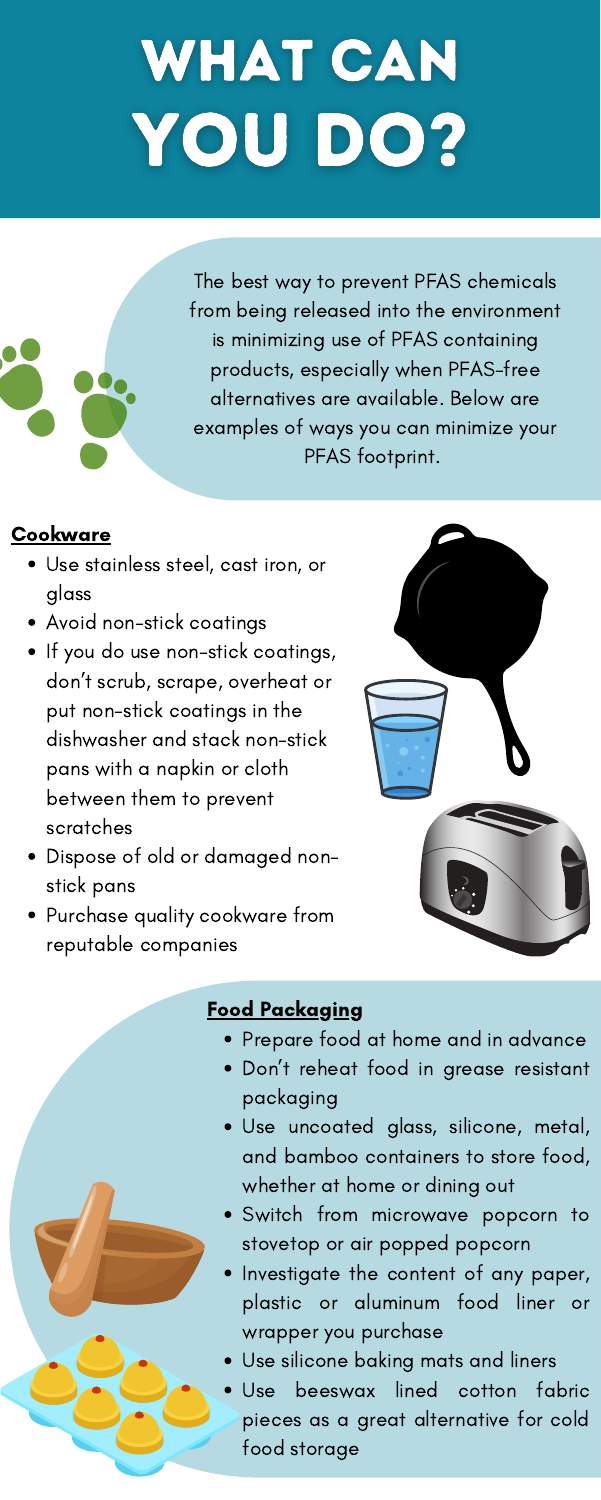# WHAT CAN YOU DO?

The best way to prevent PFAS chemicals from being released into the environment is minimizing use of PFAS containing products, especially when PFAS-free alternatives are available. Below are examples of ways you can minimize your PFAS footprint.

## Cookware

- Use stainless steel, cast iron, or glass
- Avoid non-stick coatings
- If you do use non-stick coatings, don't scrub, scrape, overheat or put non-stick coatings in the dishwasher and stack non-stick pans with a napkin or cloth between them to prevent scratches
- Dispose of old or damaged non-stick pans
- Purchase quality cookware from reputable companies

## Food Packaging

- Prepare food at home and in advance
- Don't reheat food in grease resistant packaging
- Use uncoated glass, silicone, metal, and bamboo containers to store food, whether at home or dining out
- Switch from microwave popcorn to stovetop or air popped popcorn
- Investigate the content of any paper, plastic or aluminum food liner or wrapper you purchase
- Use silicone baking mats and liners
- Use beeswax lined cotton fabric pieces as a great alternative for cold food storage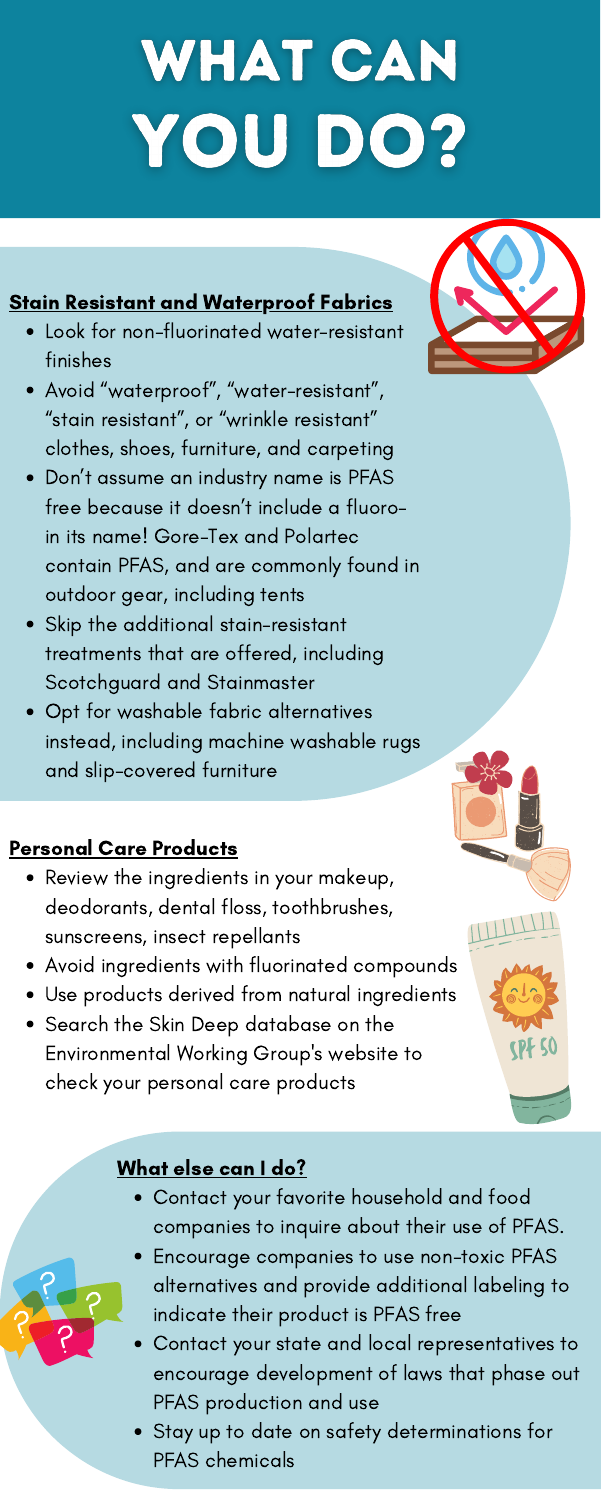# WHAT CAN YOU DO?

## Stain Resistant and Waterproof Fabrics

- Look for non-fluorinated water-resistant finishes
- Avoid "waterproof", "water-resistant", "stain resistant", or "wrinkle resistant" clothes, shoes, furniture, and carpeting
- Don't assume an industry name is PFAS free because it doesn't include a fluoro- in its name! Gore-Tex and Polartec contain PFAS, and are commonly found in outdoor gear, including tents
- Skip the additional stain-resistant treatments that are offered, including Scotchguard and Stainmaster
- Opt for washable fabric alternatives instead, including machine washable rugs and slip-covered furniture

## Personal Care Products

- Review the ingredients in your makeup, deodorants, dental floss, toothbrushes, sunscreens, insect repellants
- Avoid ingredients with fluorinated compounds
- Use products derived from natural ingredients
- Search the Skin Deep database on the Environmental Working Group's website to check your personal care products

## What else can I do?

- Contact your favorite household and food companies to inquire about their use of PFAS.
- Encourage companies to use non-toxic PFAS alternatives and provide additional labeling to indicate their product is PFAS free
- Contact your state and local representatives to encourage development of laws that phase out PFAS production and use
- Stay up to date on safety determinations for PFAS chemicals